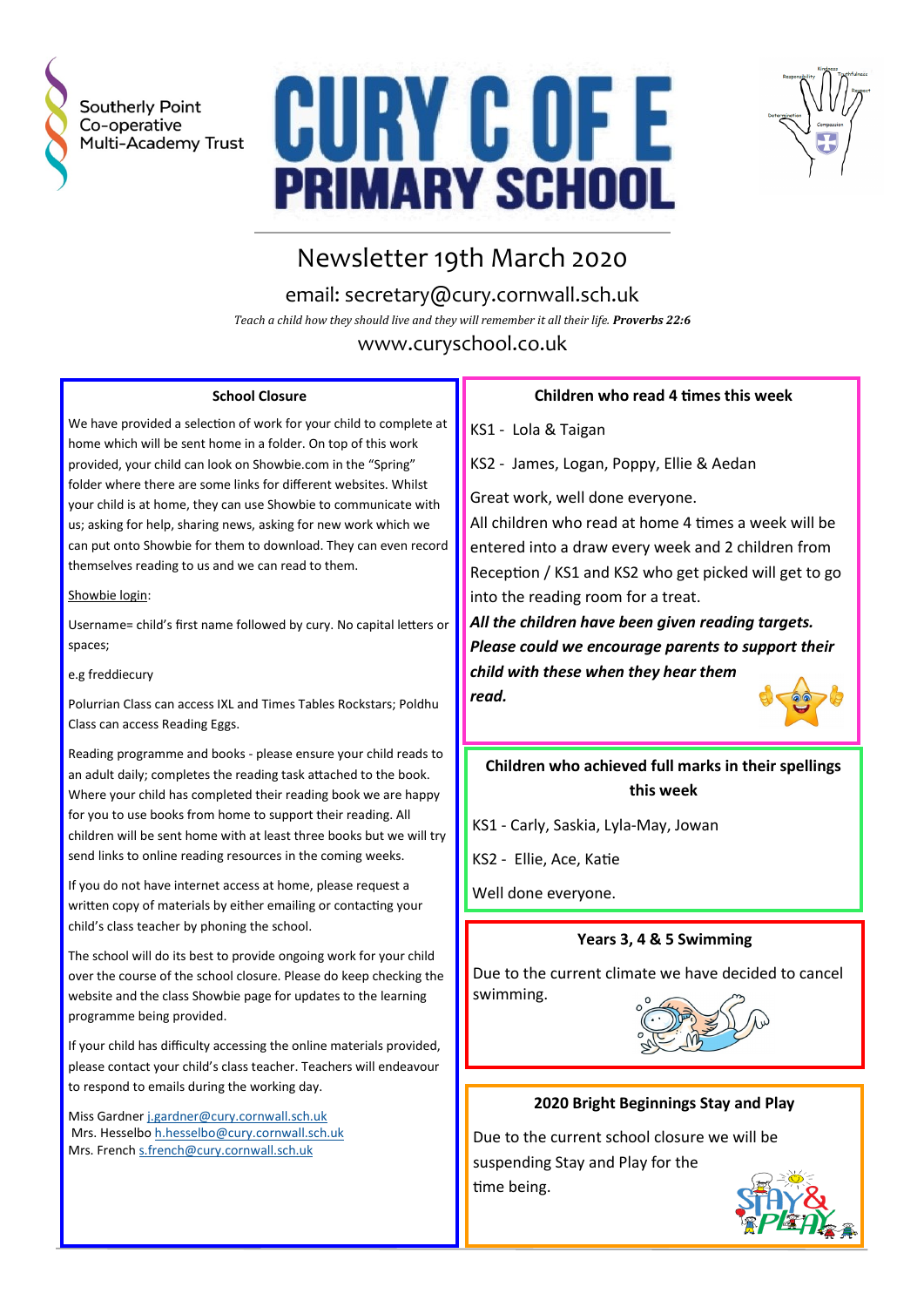Southerly Point Co-operative Multi-Academy Trust

# CURY C OF E PRIMARY SCHOOL

## Newsletter 19th March 2020

email: secretary@cury.cornwall.sch.uk

*Teach a child how they should live and they will remember it all their life.* ***Proverbs 22:6***

www.curyschool.co.uk

### School Closure

We have provided a selection of work for your child to complete at home which will be sent home in a folder. On top of this work provided, your child can look on Showbie.com in the "Spring" folder where there are some links for different websites. Whilst your child is at home, they can use Showbie to communicate with us; asking for help, sharing news, asking for new work which we can put onto Showbie for them to download. They can even record themselves reading to us and we can read to them.

Showbie login:

Username= child's first name followed by cury. No capital letters or spaces;

e.g freddiecury

Polurrian Class can access IXL and Times Tables Rockstars; Poldhu Class can access Reading Eggs.

Reading programme and books - please ensure your child reads to an adult daily; completes the reading task attached to the book. Where your child has completed their reading book we are happy for you to use books from home to support their reading. All children will be sent home with at least three books but we will try send links to online reading resources in the coming weeks.

If you do not have internet access at home, please request a written copy of materials by either emailing or contacting your child's class teacher by phoning the school.

The school will do its best to provide ongoing work for your child over the course of the school closure. Please do keep checking the website and the class Showbie page for updates to the learning programme being provided.

If your child has difficulty accessing the online materials provided, please contact your child's class teacher. Teachers will endeavour to respond to emails during the working day.

Miss Gardner j.gardner@cury.cornwall.sch.uk
Mrs. Hesselbo h.hesselbo@cury.cornwall.sch.uk
Mrs. French s.french@cury.cornwall.sch.uk

### Children who read 4 times this week

KS1 - Lola & Taigan

KS2 - James, Logan, Poppy, Ellie & Aedan

Great work, well done everyone.

All children who read at home 4 times a week will be entered into a draw every week and 2 children from Reception / KS1 and KS2 who get picked will get to go into the reading room for a treat.

***All the children have been given reading targets. Please could we encourage parents to support their child with these when they hear them read.***

### Children who achieved full marks in their spellings this week

KS1 - Carly, Saskia, Lyla-May, Jowan

KS2 - Ellie, Ace, Katie

Well done everyone.

### Years 3, 4 & 5 Swimming

Due to the current climate we have decided to cancel swimming.

### 2020 Bright Beginnings Stay and Play

Due to the current school closure we will be suspending Stay and Play for the time being.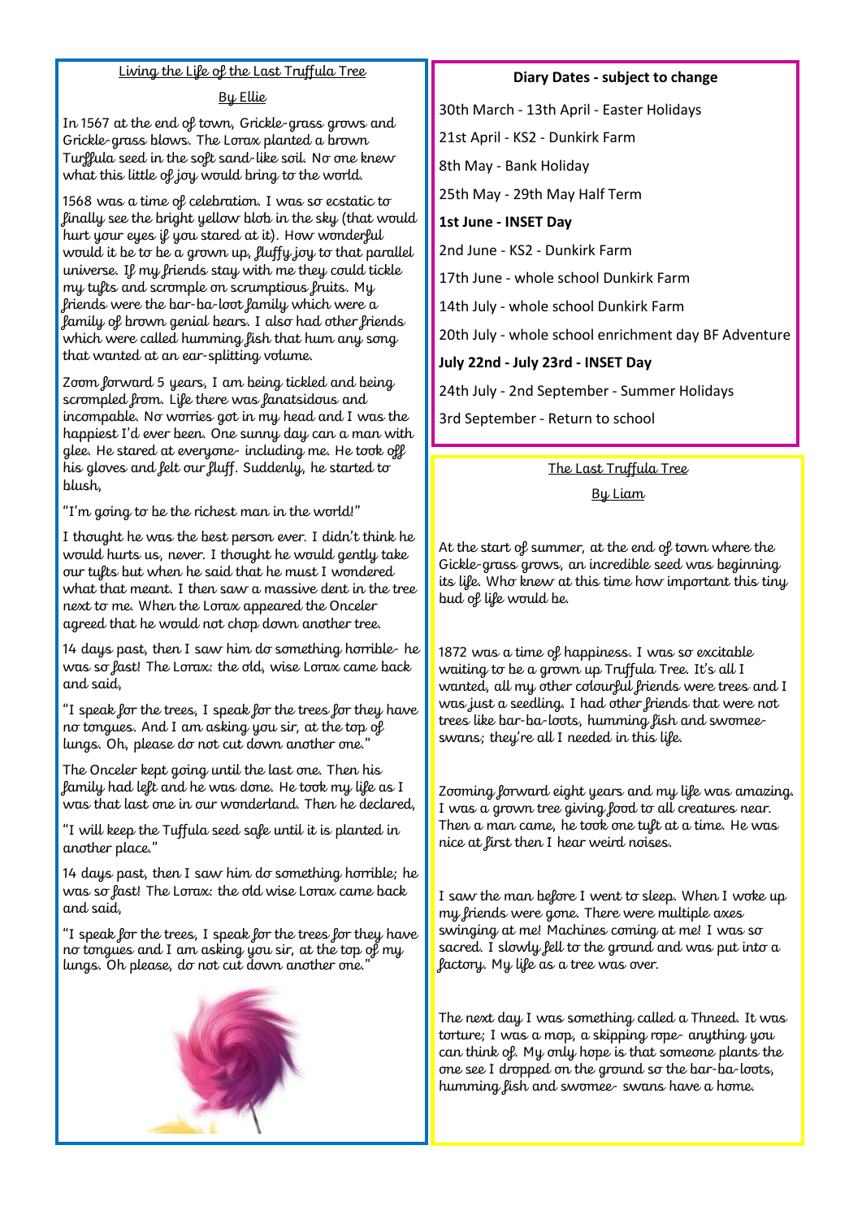## Living the Life of the Last Truffula Tree

By Ellie

In 1567 at the end of town, Grickle-grass grows and Grickle-grass blows. The Lorax planted a brown Turffula seed in the soft sand-like soil. No one knew what this little of joy would bring to the world.

1568 was a time of celebration. I was so ecstatic to finally see the bright yellow blob in the sky (that would hurt your eyes if you stared at it). How wonderful would it be to be a grown up, fluffy joy to that parallel universe. If my friends stay with me they could tickle my tufts and scromple on scrumptious fruits. My friends were the bar-ba-loot family which were a family of brown genial bears. I also had other friends which were called humming fish that hum any song that wanted at an ear-splitting volume.

Zoom forward 5 years, I am being tickled and being scrompled from. Life there was fanatsidous and incompable. No worries got in my head and I was the happiest I'd ever been. One sunny day can a man with glee. He stared at everyone- including me. He took off his gloves and felt our fluff. Suddenly, he started to blush,

"I'm going to be the richest man in the world!"

I thought he was the best person ever. I didn't think he would hurts us, never. I thought he would gently take our tufts but when he said that he must I wondered what that meant. I then saw a massive dent in the tree next to me. When the Lorax appeared the Onceler agreed that he would not chop down another tree.

14 days past, then I saw him do something horrible- he was so fast! The Lorax: the old, wise Lorax came back and said,

"I speak for the trees, I speak for the trees for they have no tongues. And I am asking you sir, at the top of lungs. Oh, please do not cut down another one."

The Onceler kept going until the last one. Then his family had left and he was done. He took my life as I was that last one in our wonderland. Then he declared,

"I will keep the Tuffula seed safe until it is planted in another place."

14 days past, then I saw him do something horrible; he was so fast! The Lorax: the old wise Lorax came back and said,

"I speak for the trees, I speak for the trees for they have no tongues and I am asking you sir, at the top of my lungs. Oh please, do not cut down another one."

## Diary Dates - subject to change

30th March - 13th April - Easter Holidays

21st April - KS2 - Dunkirk Farm

8th May - Bank Holiday

25th May - 29th May Half Term

**1st June - INSET Day**

2nd June - KS2 - Dunkirk Farm

17th June - whole school Dunkirk Farm

14th July - whole school Dunkirk Farm

20th July - whole school enrichment day BF Adventure

**July 22nd - July 23rd - INSET Day**

24th July - 2nd September - Summer Holidays

3rd September - Return to school

## The Last Truffula Tree

By Liam

At the start of summer, at the end of town where the Gickle-grass grows, an incredible seed was beginning its life. Who knew at this time how important this tiny bud of life would be.

1872 was a time of happiness. I was so excitable waiting to be a grown up Truffula Tree. It's all I wanted, all my other colourful friends were trees and I was just a seedling. I had other friends that were not trees like bar-ba-loots, humming fish and swomee-swans; they're all I needed in this life.

Zooming forward eight years and my life was amazing. I was a grown tree giving food to all creatures near. Then a man came, he took one tuft at a time. He was nice at first then I hear weird noises.

I saw the man before I went to sleep. When I woke up my friends were gone. There were multiple axes swinging at me! Machines coming at me! I was so sacred. I slowly fell to the ground and was put into a factory. My life as a tree was over.

The next day I was something called a Thneed. It was torture; I was a mop, a skipping rope- anything you can think of. My only hope is that someone plants the one see I dropped on the ground so the bar-ba-loots, humming fish and swomee- swans have a home.